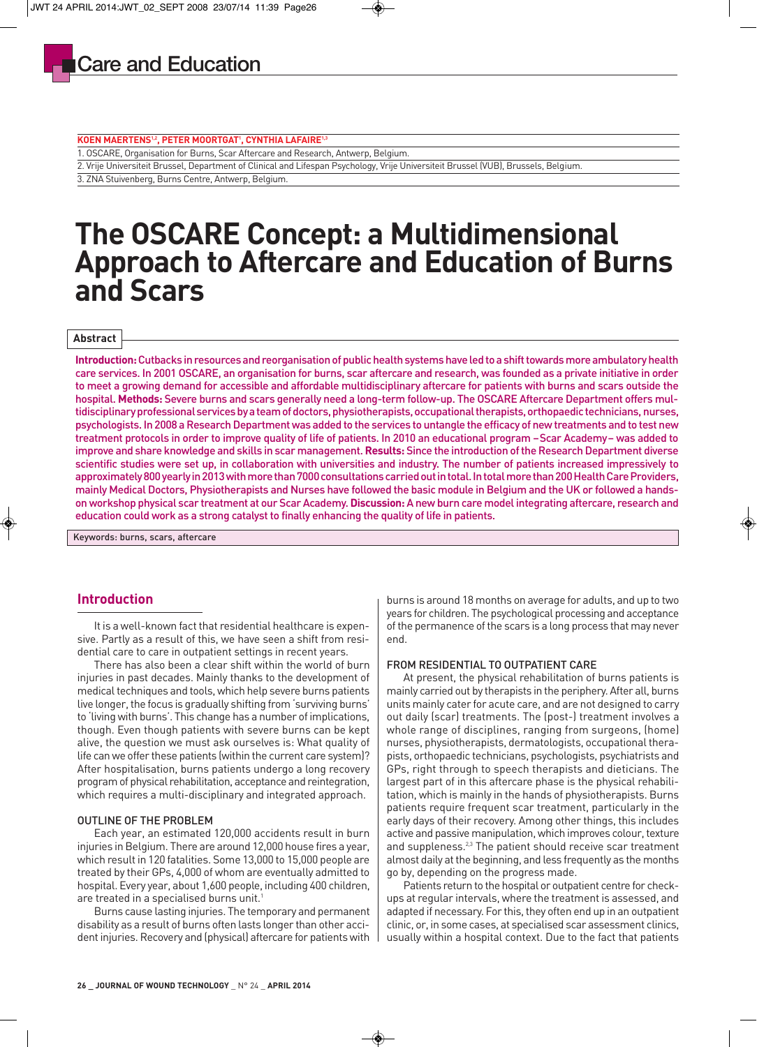Care and Education

KOEN MAERTENS[1,2], PETER MOORTGAT[1], CYNTHIA LAFAIRE[1,3]

1. OSCARE, Organisation for Burns, Scar Aftercare and Research, Antwerp, Belgium.

2. Vrije Universiteit Brussel, Department of Clinical and Lifespan Psychology, Vrije Universiteit Brussel (VUB), Brussels, Belgium.

3. ZNA Stuivenberg, Burns Centre, Antwerp, Belgium.

# The OSCARE Concept: a Multidimensional Approach to Aftercare and Education of Burns and Scars

## Abstract

**Introduction:** Cutbacks in resources and reorganisation of public health systems have led to a shift towards more ambulatory health care services. In 2001 OSCARE, an organisation for burns, scar aftercare and research, was founded as a private initiative in order to meet a growing demand for accessible and affordable multidisciplinary aftercare for patients with burns and scars outside the hospital. **Methods:** Severe burns and scars generally need a long-term follow-up. The OSCARE Aftercare Department offers multidisciplinary professional services by a team of doctors, physiotherapists, occupational therapists, orthopaedic technicians, nurses, psychologists. In 2008 a Research Department was added to the services to untangle the efficacy of new treatments and to test new treatment protocols in order to improve quality of life of patients. In 2010 an educational program –Scar Academy– was added to improve and share knowledge and skills in scar management. **Results:** Since the introduction of the Research Department diverse scientific studies were set up, in collaboration with universities and industry. The number of patients increased impressively to approximately 800 yearly in 2013 with more than 7000 consultations carried out in total. In total more than 200 Health Care Providers, mainly Medical Doctors, Physiotherapists and Nurses have followed the basic module in Belgium and the UK or followed a hands-on workshop physical scar treatment at our Scar Academy. **Discussion:** A new burn care model integrating aftercare, research and education could work as a strong catalyst to finally enhancing the quality of life in patients.

Keywords: burns, scars, aftercare

## Introduction

It is a well-known fact that residential healthcare is expensive. Partly as a result of this, we have seen a shift from residential care to care in outpatient settings in recent years.

There has also been a clear shift within the world of burn injuries in past decades. Mainly thanks to the development of medical techniques and tools, which help severe burns patients live longer, the focus is gradually shifting from 'surviving burns' to 'living with burns'. This change has a number of implications, though. Even though patients with severe burns can be kept alive, the question we must ask ourselves is: What quality of life can we offer these patients (within the current care system)? After hospitalisation, burns patients undergo a long recovery program of physical rehabilitation, acceptance and reintegration, which requires a multi-disciplinary and integrated approach.

### OUTLINE OF THE PROBLEM

Each year, an estimated 120,000 accidents result in burn injuries in Belgium. There are around 12,000 house fires a year, which result in 120 fatalities. Some 13,000 to 15,000 people are treated by their GPs, 4,000 of whom are eventually admitted to hospital. Every year, about 1,600 people, including 400 children, are treated in a specialised burns unit.[1]

Burns cause lasting injuries. The temporary and permanent disability as a result of burns often lasts longer than other accident injuries. Recovery and (physical) aftercare for patients with burns is around 18 months on average for adults, and up to two years for children. The psychological processing and acceptance of the permanence of the scars is a long process that may never end.

### FROM RESIDENTIAL TO OUTPATIENT CARE

At present, the physical rehabilitation of burns patients is mainly carried out by therapists in the periphery. After all, burns units mainly cater for acute care, and are not designed to carry out daily (scar) treatments. The (post-) treatment involves a whole range of disciplines, ranging from surgeons, (home) nurses, physiotherapists, dermatologists, occupational therapists, orthopaedic technicians, psychologists, psychiatrists and GPs, right through to speech therapists and dieticians. The largest part of in this aftercare phase is the physical rehabilitation, which is mainly in the hands of physiotherapists. Burns patients require frequent scar treatment, particularly in the early days of their recovery. Among other things, this includes active and passive manipulation, which improves colour, texture and suppleness.[2,3] The patient should receive scar treatment almost daily at the beginning, and less frequently as the months go by, depending on the progress made.

Patients return to the hospital or outpatient centre for check-ups at regular intervals, where the treatment is assessed, and adapted if necessary. For this, they often end up in an outpatient clinic, or, in some cases, at specialised scar assessment clinics, usually within a hospital context. Due to the fact that patients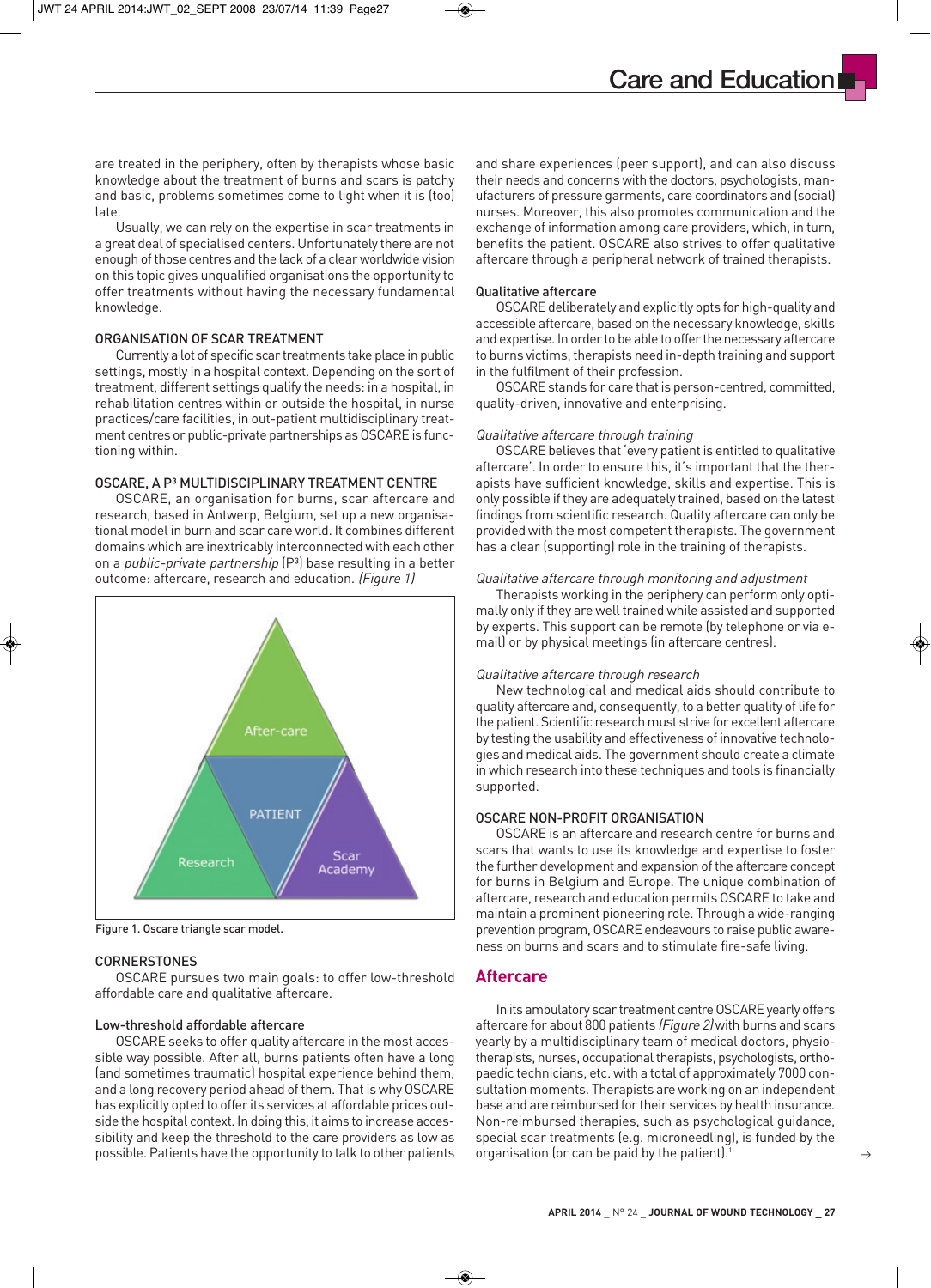are treated in the periphery, often by therapists whose basic knowledge about the treatment of burns and scars is patchy and basic, problems sometimes come to light when it is (too) late.

Usually, we can rely on the expertise in scar treatments in a great deal of specialised centers. Unfortunately there are not enough of those centres and the lack of a clear worldwide vision on this topic gives unqualified organisations the opportunity to offer treatments without having the necessary fundamental knowledge.

### ORGANISATION OF SCAR TREATMENT

Currently a lot of specific scar treatments take place in public settings, mostly in a hospital context. Depending on the sort of treatment, different settings qualify the needs: in a hospital, in rehabilitation centres within or outside the hospital, in nurse practices/care facilities, in out-patient multidisciplinary treatment centres or public-private partnerships as OSCARE is functioning within.

### OSCARE, A P³ MULTIDISCIPLINARY TREATMENT CENTRE

OSCARE, an organisation for burns, scar aftercare and research, based in Antwerp, Belgium, set up a new organisational model in burn and scar care world. It combines different domains which are inextricably interconnected with each other on a *public-private partnership* (P³) base resulting in a better outcome: aftercare, research and education. *(Figure 1)*

Figure 1. Oscare triangle scar model.

### CORNERSTONES

OSCARE pursues two main goals: to offer low-threshold affordable care and qualitative aftercare.

#### Low-threshold affordable aftercare

OSCARE seeks to offer quality aftercare in the most accessible way possible. After all, burns patients often have a long (and sometimes traumatic) hospital experience behind them, and a long recovery period ahead of them. That is why OSCARE has explicitly opted to offer its services at affordable prices outside the hospital context. In doing this, it aims to increase accessibility and keep the threshold to the care providers as low as possible. Patients have the opportunity to talk to other patients and share experiences (peer support), and can also discuss their needs and concerns with the doctors, psychologists, manufacturers of pressure garments, care coordinators and (social) nurses. Moreover, this also promotes communication and the exchange of information among care providers, which, in turn, benefits the patient. OSCARE also strives to offer qualitative aftercare through a peripheral network of trained therapists.

#### Qualitative aftercare

OSCARE deliberately and explicitly opts for high-quality and accessible aftercare, based on the necessary knowledge, skills and expertise. In order to be able to offer the necessary aftercare to burns victims, therapists need in-depth training and support in the fulfilment of their profession.

OSCARE stands for care that is person-centred, committed, quality-driven, innovative and enterprising.

*Qualitative aftercare through training*

OSCARE believes that 'every patient is entitled to qualitative aftercare'. In order to ensure this, it's important that the therapists have sufficient knowledge, skills and expertise. This is only possible if they are adequately trained, based on the latest findings from scientific research. Quality aftercare can only be provided with the most competent therapists. The government has a clear (supporting) role in the training of therapists.

*Qualitative aftercare through monitoring and adjustment*

Therapists working in the periphery can perform only optimally only if they are well trained while assisted and supported by experts. This support can be remote (by telephone or via e-mail) or by physical meetings (in aftercare centres).

*Qualitative aftercare through research*

New technological and medical aids should contribute to quality aftercare and, consequently, to a better quality of life for the patient. Scientific research must strive for excellent aftercare by testing the usability and effectiveness of innovative technologies and medical aids. The government should create a climate in which research into these techniques and tools is financially supported.

### OSCARE NON-PROFIT ORGANISATION

OSCARE is an aftercare and research centre for burns and scars that wants to use its knowledge and expertise to foster the further development and expansion of the aftercare concept for burns in Belgium and Europe. The unique combination of aftercare, research and education permits OSCARE to take and maintain a prominent pioneering role. Through a wide-ranging prevention program, OSCARE endeavours to raise public awareness on burns and scars and to stimulate fire-safe living.

## Aftercare

In its ambulatory scar treatment centre OSCARE yearly offers aftercare for about 800 patients *(Figure 2)* with burns and scars yearly by a multidisciplinary team of medical doctors, physiotherapists, nurses, occupational therapists, psychologists, orthopaedic technicians, etc. with a total of approximately 7000 consultation moments. Therapists are working on an independent base and are reimbursed for their services by health insurance. Non-reimbursed therapies, such as psychological guidance, special scar treatments (e.g. microneedling), is funded by the organisation (or can be paid by the patient).[1]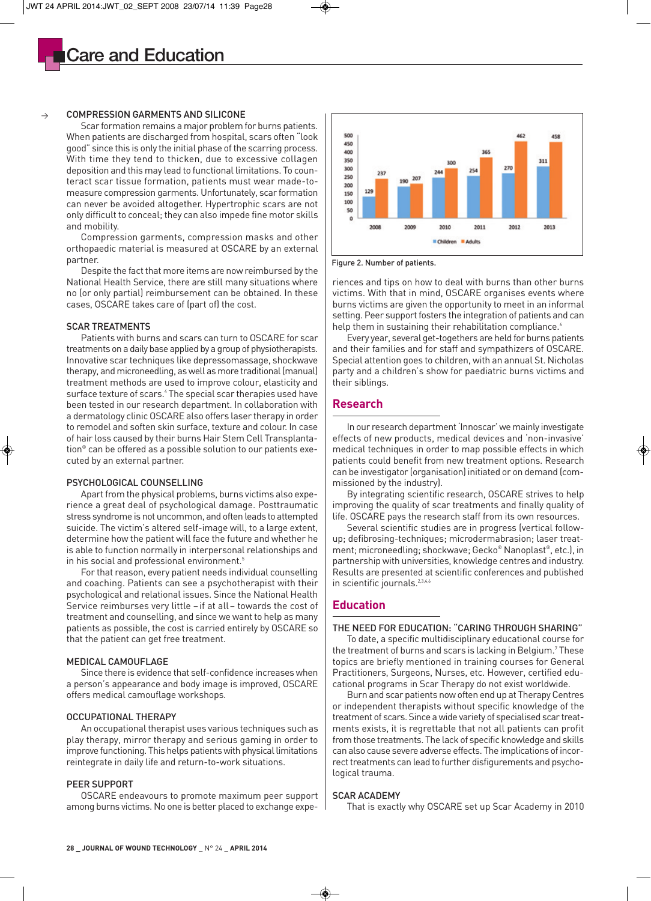# Care and Education

COMPRESSION GARMENTS AND SILICONE

Scar formation remains a major problem for burns patients. When patients are discharged from hospital, scars often "look good" since this is only the initial phase of the scarring process. With time they tend to thicken, due to excessive collagen deposition and this may lead to functional limitations. To counteract scar tissue formation, patients must wear made-to-measure compression garments. Unfortunately, scar formation can never be avoided altogether. Hypertrophic scars are not only difficult to conceal; they can also impede fine motor skills and mobility.

Compression garments, compression masks and other orthopaedic material is measured at OSCARE by an external partner.

Despite the fact that more items are now reimbursed by the National Health Service, there are still many situations where no (or only partial) reimbursement can be obtained. In these cases, OSCARE takes care of (part of) the cost.

SCAR TREATMENTS

Patients with burns and scars can turn to OSCARE for scar treatments on a daily base applied by a group of physiotherapists. Innovative scar techniques like depressomassage, shockwave therapy, and microneedling, as well as more traditional (manual) treatment methods are used to improve colour, elasticity and surface texture of scars.[4] The special scar therapies used have been tested in our research department. In collaboration with a dermatology clinic OSCARE also offers laser therapy in order to remodel and soften skin surface, texture and colour. In case of hair loss caused by their burns Hair Stem Cell Transplantation® can be offered as a possible solution to our patients executed by an external partner.

PSYCHOLOGICAL COUNSELLING

Apart from the physical problems, burns victims also experience a great deal of psychological damage. Posttraumatic stress syndrome is not uncommon, and often leads to attempted suicide. The victim's altered self-image will, to a large extent, determine how the patient will face the future and whether he is able to function normally in interpersonal relationships and in his social and professional environment.[5]

For that reason, every patient needs individual counselling and coaching. Patients can see a psychotherapist with their psychological and relational issues. Since the National Health Service reimburses very little – if at all – towards the cost of treatment and counselling, and since we want to help as many patients as possible, the cost is carried entirely by OSCARE so that the patient can get free treatment.

MEDICAL CAMOUFLAGE

Since there is evidence that self-confidence increases when a person's appearance and body image is improved, OSCARE offers medical camouflage workshops.

OCCUPATIONAL THERAPY

An occupational therapist uses various techniques such as play therapy, mirror therapy and serious gaming in order to improve functioning. This helps patients with physical limitations reintegrate in daily life and return-to-work situations.

PEER SUPPORT

OSCARE endeavours to promote maximum peer support among burns victims. No one is better placed to exchange experiences and tips on how to deal with burns than other burns victims. With that in mind, OSCARE organises events where burns victims are given the opportunity to meet in an informal setting. Peer support fosters the integration of patients and can help them in sustaining their rehabilitation compliance.[6]

Every year, several get-togethers are held for burns patients and their families and for staff and sympathizers of OSCARE. Special attention goes to children, with an annual St. Nicholas party and a children's show for paediatric burns victims and their siblings.

| Year | Children | Adults |
|---|---|---|
| 2008 | 129 | 237 |
| 2009 | 190 | 207 |
| 2010 | 244 | 300 |
| 2011 | 254 | 365 |
| 2012 | 270 | 462 |
| 2013 | 311 | 458 |

Figure 2. Number of patients.

## Research

In our research department 'Innoscar' we mainly investigate effects of new products, medical devices and 'non-invasive' medical techniques in order to map possible effects in which patients could benefit from new treatment options. Research can be investigator (organisation) initiated or on demand (commissioned by the industry).

By integrating scientific research, OSCARE strives to help improving the quality of scar treatments and finally quality of life. OSCARE pays the research staff from its own resources.

Several scientific studies are in progress (vertical follow-up; defibrosing-techniques; microdermabrasion; laser treatment; microneedling; shockwave; Gecko® Nanoplast®, etc.), in partnership with universities, knowledge centres and industry. Results are presented at scientific conferences and published in scientific journals.[2,3,4,6]

## Education

THE NEED FOR EDUCATION: "CARING THROUGH SHARING"

To date, a specific multidisciplinary educational course for the treatment of burns and scars is lacking in Belgium.[7] These topics are briefly mentioned in training courses for General Practitioners, Surgeons, Nurses, etc. However, certified educational programs in Scar Therapy do not exist worldwide.

Burn and scar patients now often end up at Therapy Centres or independent therapists without specific knowledge of the treatment of scars. Since a wide variety of specialised scar treatments exists, it is regrettable that not all patients can profit from those treatments. The lack of specific knowledge and skills can also cause severe adverse effects. The implications of incorrect treatments can lead to further disfigurements and psychological trauma.

SCAR ACADEMY

That is exactly why OSCARE set up Scar Academy in 2010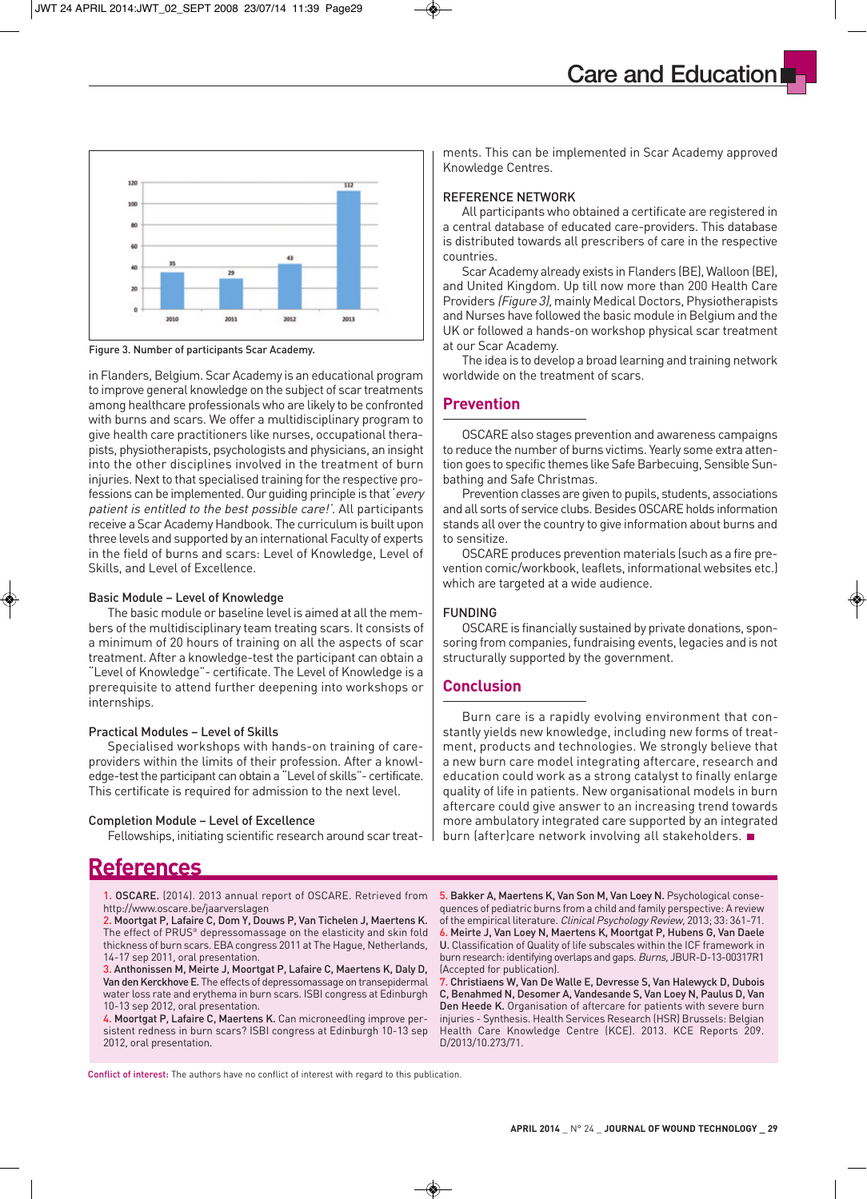120
100
80
60
40
20
0
35
29
43
112
2010
2011
2012
2013

Figure 3. Number of participants Scar Academy.

in Flanders, Belgium. Scar Academy is an educational program to improve general knowledge on the subject of scar treatments among healthcare professionals who are likely to be confronted with burns and scars. We offer a multidisciplinary program to give health care practitioners like nurses, occupational therapists, physiotherapists, psychologists and physicians, an insight into the other disciplines involved in the treatment of burn injuries. Next to that specialised training for the respective professions can be implemented. Our guiding principle is that '*every patient is entitled to the best possible care!*'. All participants receive a Scar Academy Handbook. The curriculum is built upon three levels and supported by an international Faculty of experts in the field of burns and scars: Level of Knowledge, Level of Skills, and Level of Excellence.

### Basic Module – Level of Knowledge

The basic module or baseline level is aimed at all the members of the multidisciplinary team treating scars. It consists of a minimum of 20 hours of training on all the aspects of scar treatment. After a knowledge-test the participant can obtain a "Level of Knowledge"- certificate. The Level of Knowledge is a prerequisite to attend further deepening into workshops or internships.

### Practical Modules – Level of Skills

Specialised workshops with hands-on training of care-providers within the limits of their profession. After a knowledge-test the participant can obtain a "Level of skills"- certificate. This certificate is required for admission to the next level.

### Completion Module – Level of Excellence

Fellowships, initiating scientific research around scar treatments. This can be implemented in Scar Academy approved Knowledge Centres.

### REFERENCE NETWORK

All participants who obtained a certificate are registered in a central database of educated care-providers. This database is distributed towards all prescribers of care in the respective countries.

Scar Academy already exists in Flanders (BE), Walloon (BE), and United Kingdom. Up till now more than 200 Health Care Providers *(Figure 3)*, mainly Medical Doctors, Physiotherapists and Nurses have followed the basic module in Belgium and the UK or followed a hands-on workshop physical scar treatment at our Scar Academy.

The idea is to develop a broad learning and training network worldwide on the treatment of scars.

## Prevention

OSCARE also stages prevention and awareness campaigns to reduce the number of burns victims. Yearly some extra attention goes to specific themes like Safe Barbecuing, Sensible Sunbathing and Safe Christmas.

Prevention classes are given to pupils, students, associations and all sorts of service clubs. Besides OSCARE holds information stands all over the country to give information about burns and to sensitize.

OSCARE produces prevention materials (such as a fire prevention comic/workbook, leaflets, informational websites etc.) which are targeted at a wide audience.

### FUNDING

OSCARE is financially sustained by private donations, sponsoring from companies, fundraising events, legacies and is not structurally supported by the government.

## Conclusion

Burn care is a rapidly evolving environment that constantly yields new knowledge, including new forms of treatment, products and technologies. We strongly believe that a new burn care model integrating aftercare, research and education could work as a strong catalyst to finally enlarge quality of life in patients. New organisational models in burn aftercare could give answer to an increasing trend towards more ambulatory integrated care supported by an integrated burn (after)care network involving all stakeholders. ■

## References

1. **OSCARE.** (2014). 2013 annual report of OSCARE. Retrieved from http://www.oscare.be/jaarverslagen
2. **Moortgat P, Lafaire C, Dom Y, Douws P, Van Tichelen J, Maertens K.** The effect of PRUS® depressomassage on the elasticity and skin fold thickness of burn scars. EBA congress 2011 at The Hague, Netherlands, 14-17 sep 2011, oral presentation.
3. **Anthonissen M, Meirte J, Moortgat P, Lafaire C, Maertens K, Daly D, Van den Kerckhove E.** The effects of depressomassage on transepidermal water loss rate and erythema in burn scars. ISBI congress at Edinburgh 10-13 sep 2012, oral presentation.
4. **Moortgat P, Lafaire C, Maertens K.** Can microneedling improve persistent redness in burn scars? ISBI congress at Edinburgh 10-13 sep 2012, oral presentation.
5. **Bakker A, Maertens K, Van Son M, Van Loey N.** Psychological consequences of pediatric burns from a child and family perspective: A review of the empirical literature. *Clinical Psychology Review*, 2013; 33: 361-71.
6. **Meirte J, Van Loey N, Maertens K, Moortgat P, Hubens G, Van Daele U.** Classification of Quality of life subscales within the ICF framework in burn research: identifying overlaps and gaps. *Burns*, JBUR-D-13-00317R1 (Accepted for publication).
7. **Christiaens W, Van De Walle E, Devresse S, Van Halewyck D, Dubois C, Benahmed N, Desomer A, Vandesande S, Van Loey N, Paulus D, Van Den Heede K.** Organisation of aftercare for patients with severe burn injuries - Synthesis. Health Services Research (HSR) Brussels: Belgian Health Care Knowledge Centre (KCE). 2013. KCE Reports 209. D/2013/10.273/71.

Conflict of interest: The authors have no conflict of interest with regard to this publication.